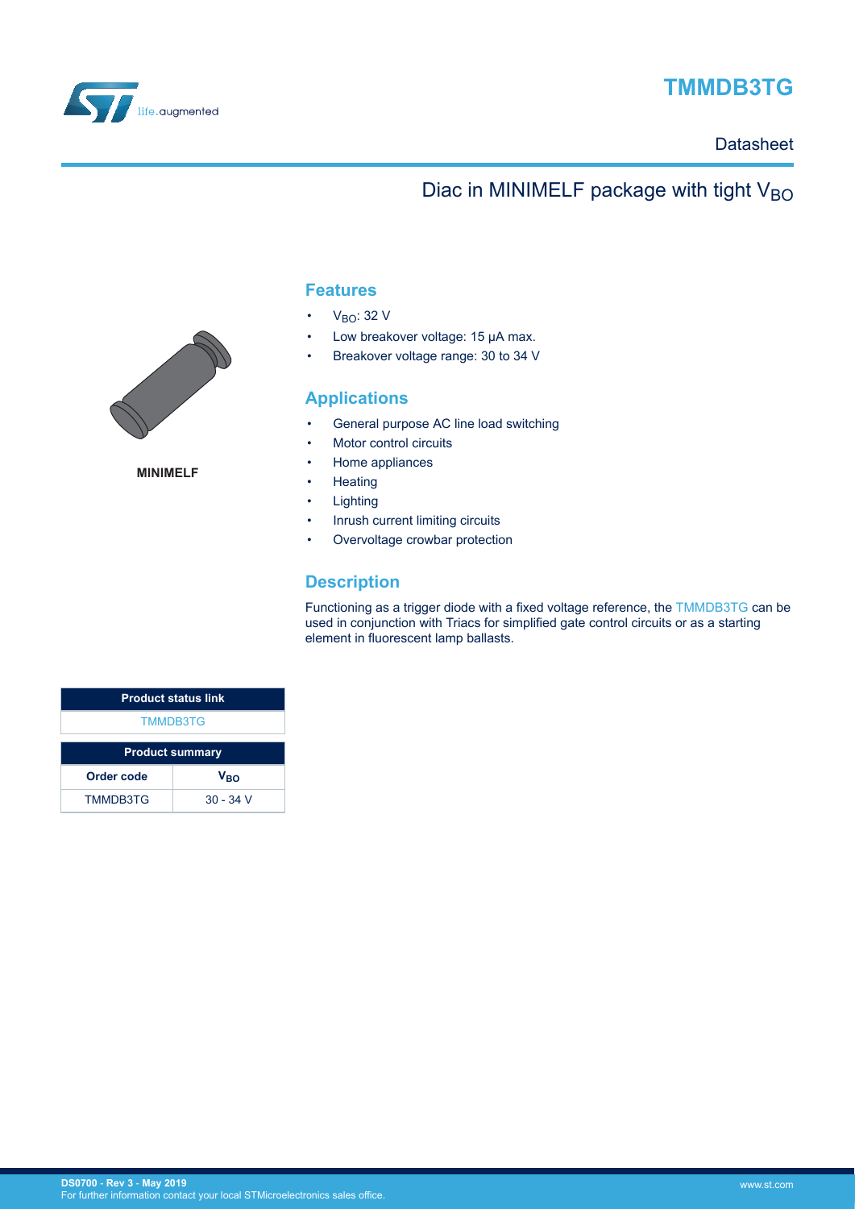# TMMDB3TG

Datasheet

## Diac in MINIMELF package with tight $V_{BO}$

MINIMELF

### Features

- $V_{BO}$: 32 V
- Low breakover voltage: 15 µA max.
- Breakover voltage range: 30 to 34 V

### Applications

- General purpose AC line load switching
- Motor control circuits
- Home appliances
- Heating
- Lighting
- Inrush current limiting circuits
- Overvoltage crowbar protection

### Description

Functioning as a trigger diode with a fixed voltage reference, the TMMDB3TG can be used in conjunction with Triacs for simplified gate control circuits or as a starting element in fluorescent lamp ballasts.

| Product status link |
| --- |
| TMMDB3TG |

| Product summary | |
| --- | --- |
| **Order code** | **$V_{BO}$** |
| TMMDB3TG | 30 - 34 V |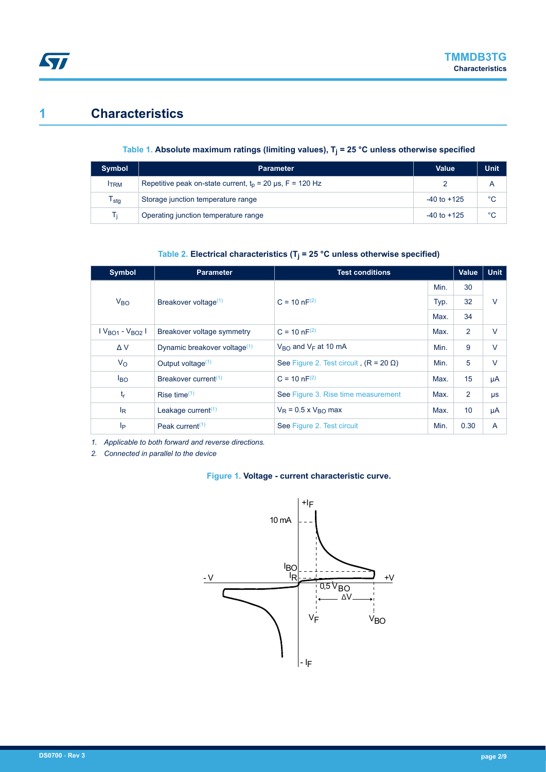# 1 Characteristics

**Table 1. Absolute maximum ratings (limiting values), $T_j$ = 25 °C unless otherwise specified**

| Symbol | Parameter | Value | Unit |
|---|---|---|---|
| $I_{TRM}$ | Repetitive peak on-state current, $t_p$ = 20 µs, F = 120 Hz | 2 | A |
| $T_{stg}$ | Storage junction temperature range | -40 to +125 | °C |
| $T_j$ | Operating junction temperature range | -40 to +125 | °C |

**Table 2. Electrical characteristics ($T_j$ = 25 °C unless otherwise specified)**

| Symbol | Parameter | Test conditions | | Value | Unit |
|---|---|---|---|---|---|
| $V_{BO}$ | Breakover voltage[(1)] | C = 10 nF[(2)] | Min. | 30 | V |
| | | | Typ. | 32 | |
| | | | Max. | 34 | |
| $\vert V_{BO1} - V_{BO2} \vert$ | Breakover voltage symmetry | C = 10 nF[(2)] | Max. | 2 | V |
| $\Delta$ V | Dynamic breakover voltage[(1)] | $V_{BO}$ and $V_F$ at 10 mA | Min. | 9 | V |
| $V_O$ | Output voltage[(1)] | See Figure 2. Test circuit , (R = 20 Ω) | Min. | 5 | V |
| $I_{BO}$ | Breakover current[(1)] | C = 10 nF[(2)] | Max. | 15 | µA |
| $t_r$ | Rise time[(1)] | See Figure 3. Rise time measurement | Max. | 2 | µs |
| $I_R$ | Leakage current[(1)] | $V_R$ = 0.5 x $V_{BO}$ max | Max. | 10 | µA |
| $I_P$ | Peak current[(1)] | See Figure 2. Test circuit | Min. | 0.30 | A |

*1. Applicable to both forward and reverse directions.*

*2. Connected in parallel to the device*

**Figure 1. Voltage - current characteristic curve.**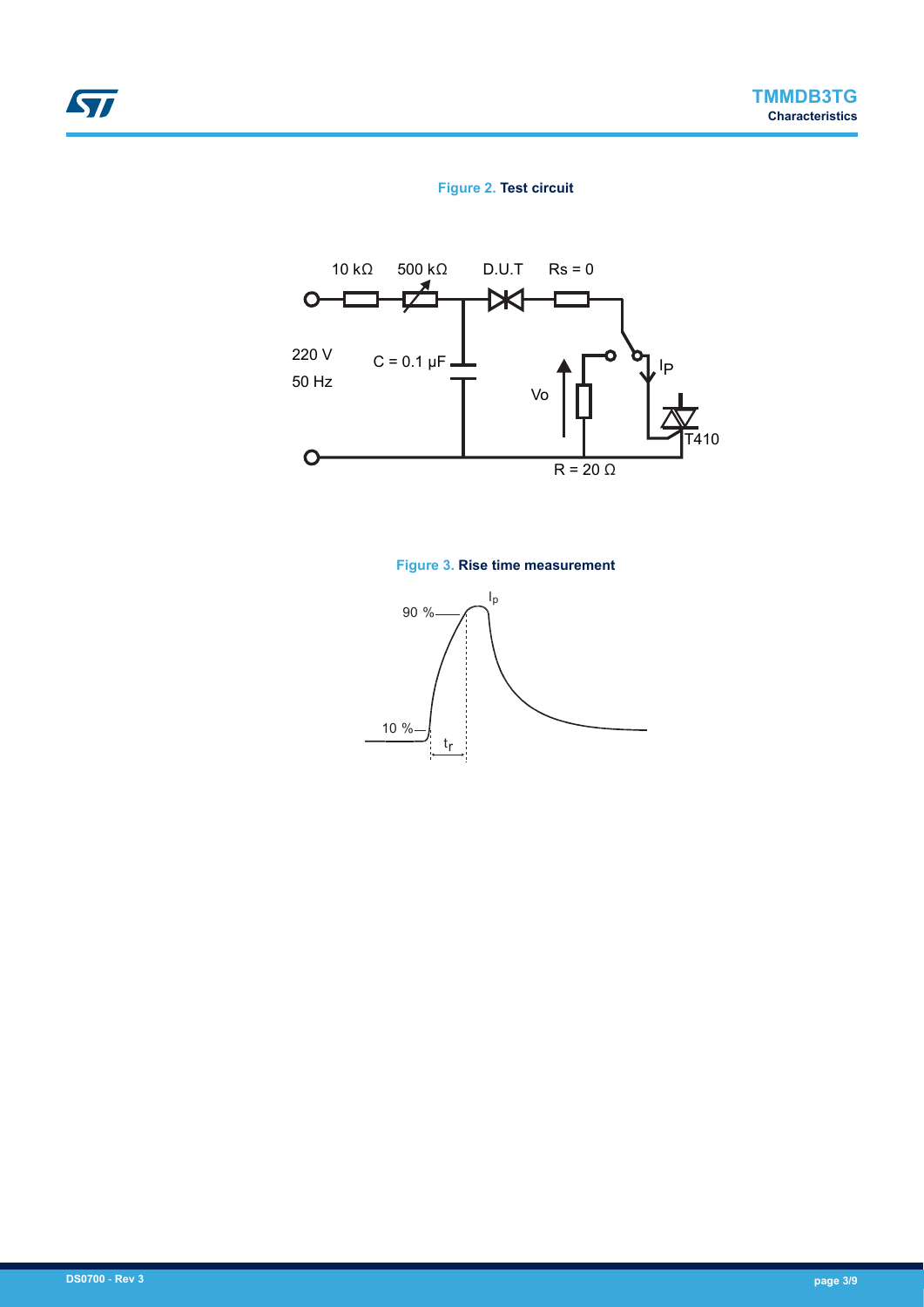**Figure 2. Test circuit**

**Figure 3. Rise time measurement**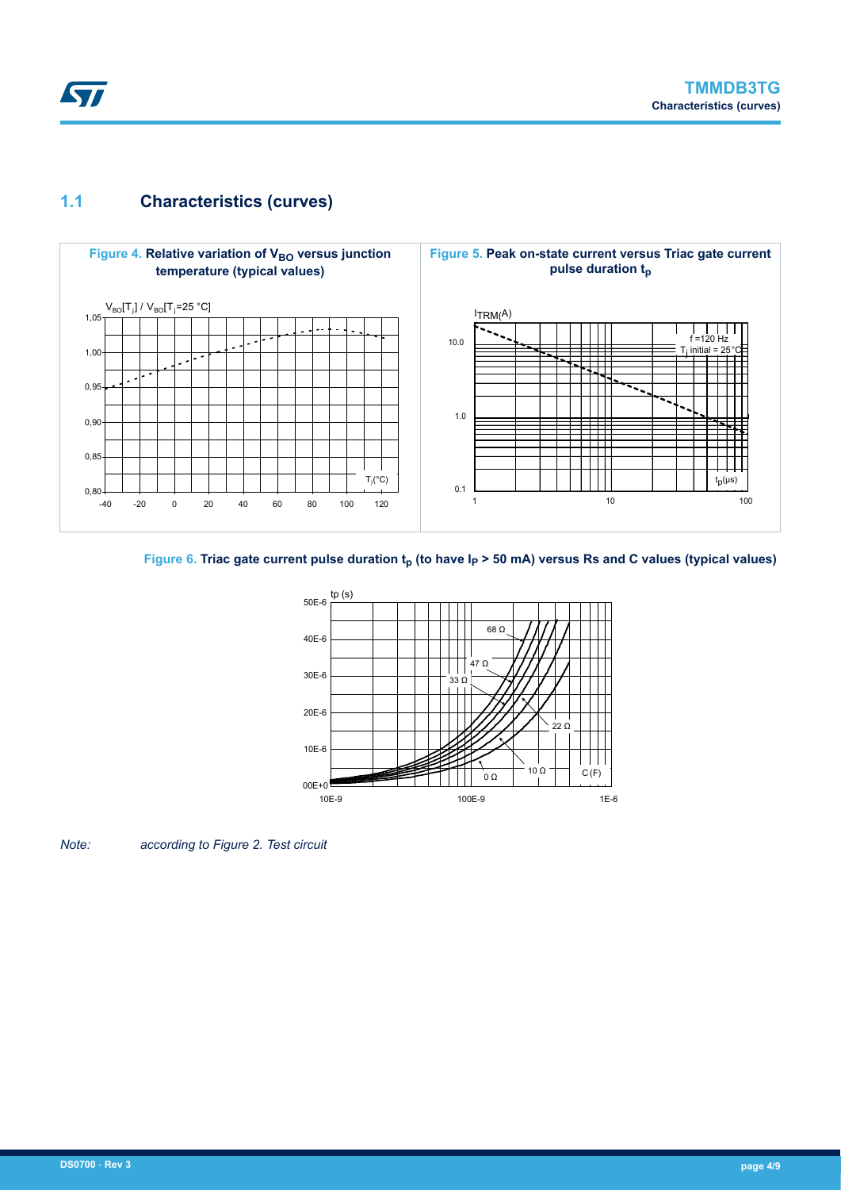## 1.1 Characteristics (curves)

**Figure 4.** Relative variation of $V_{BO}$ versus junction temperature (typical values)

**Figure 5.** Peak on-state current versus Triac gate current pulse duration $t_p$

**Figure 6.** Triac gate current pulse duration $t_p$ (to have $I_P$ > 50 mA) versus Rs and C values (typical values)

*Note: according to Figure 2. Test circuit*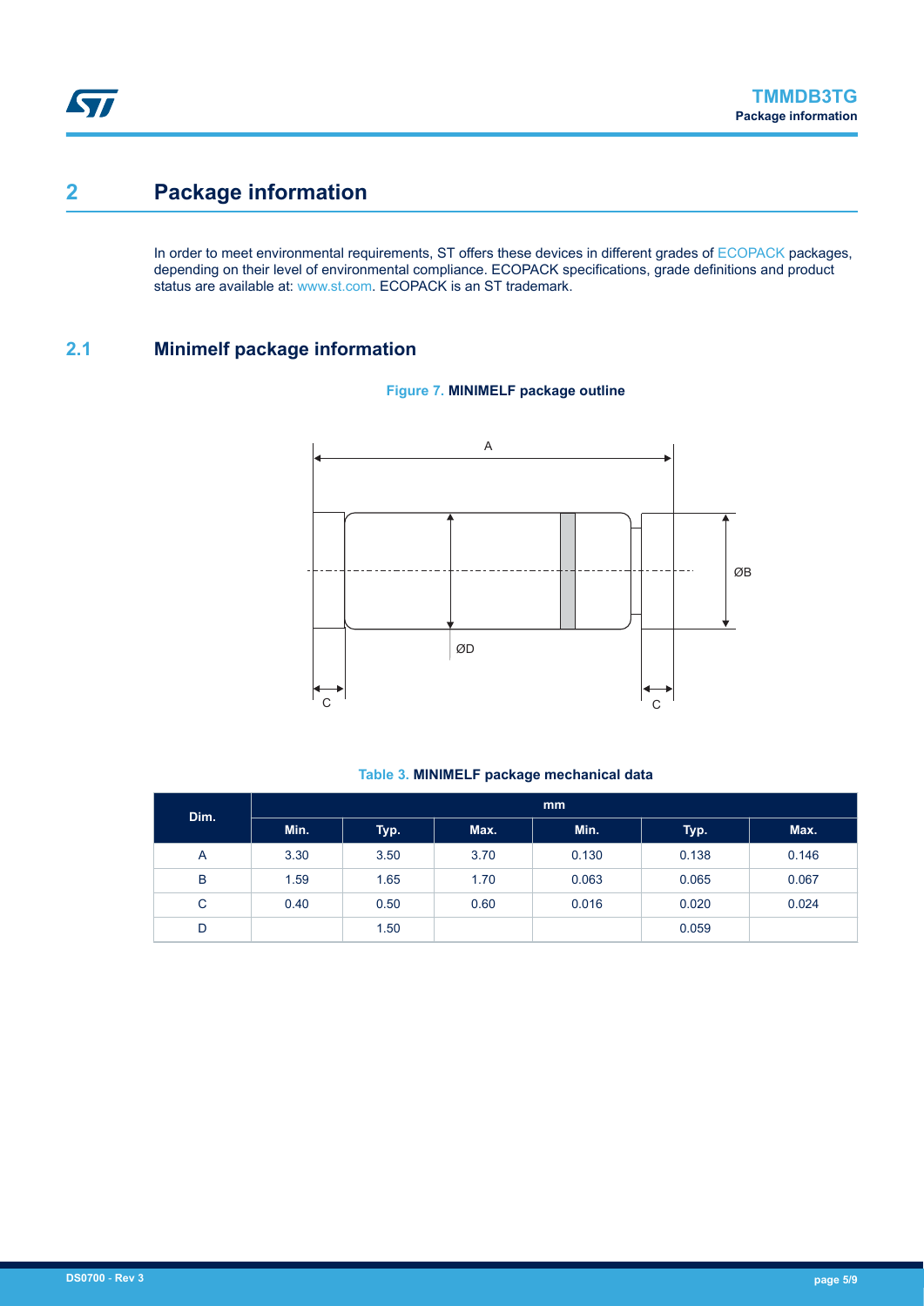# 2 Package information

In order to meet environmental requirements, ST offers these devices in different grades of ECOPACK packages, depending on their level of environmental compliance. ECOPACK specifications, grade definitions and product status are available at: www.st.com. ECOPACK is an ST trademark.

## 2.1 Minimelf package information

**Figure 7. MINIMELF package outline**

**Table 3. MINIMELF package mechanical data**

| Dim. | mm | | | | | |
|---|---|---|---|---|---|---|
| | Min. | Typ. | Max. | Min. | Typ. | Max. |
| A | 3.30 | 3.50 | 3.70 | 0.130 | 0.138 | 0.146 |
| B | 1.59 | 1.65 | 1.70 | 0.063 | 0.065 | 0.067 |
| C | 0.40 | 0.50 | 0.60 | 0.016 | 0.020 | 0.024 |
| D | | 1.50 | | | 0.059 | |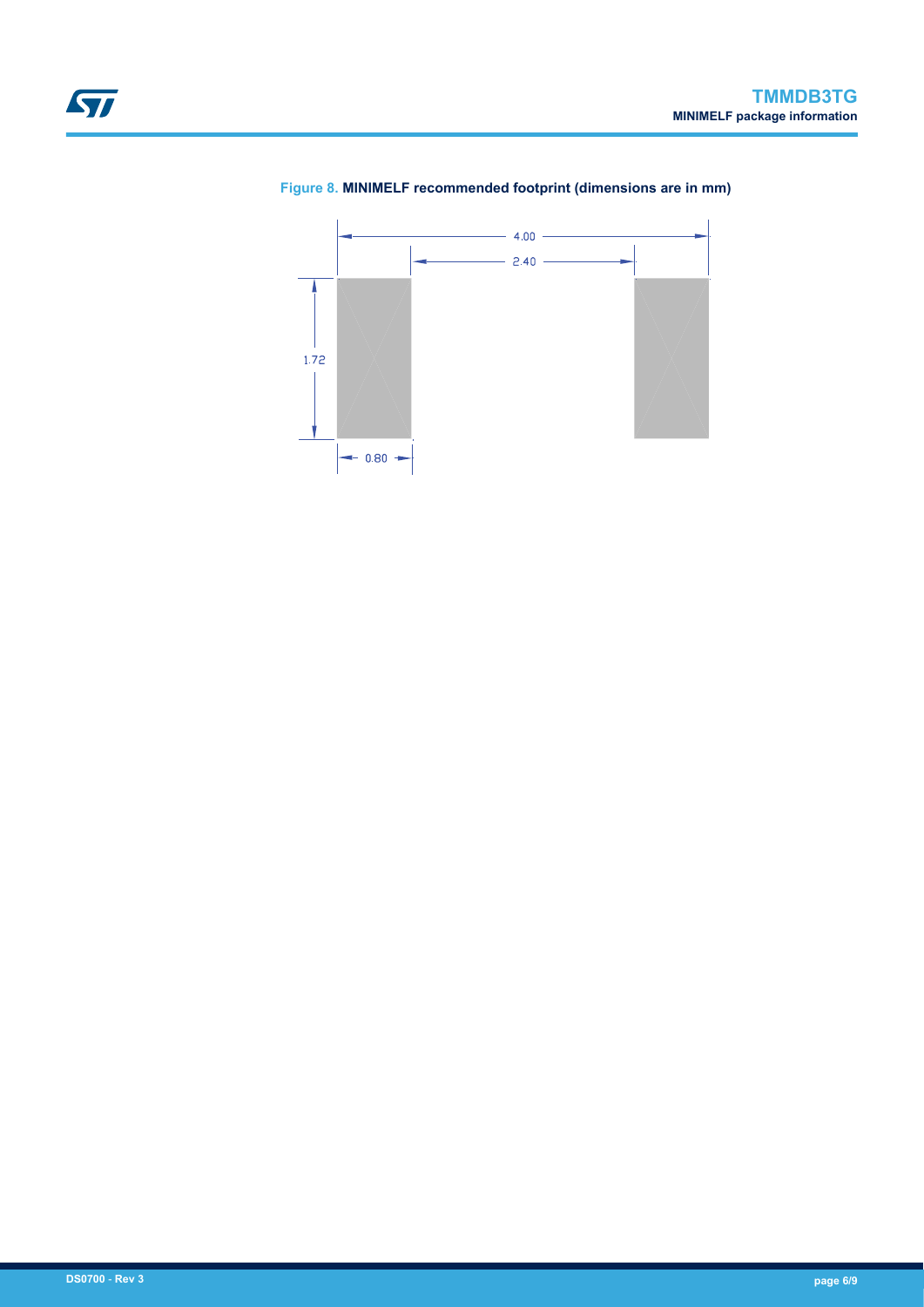Figure 8. MINIMELF recommended footprint (dimensions are in mm)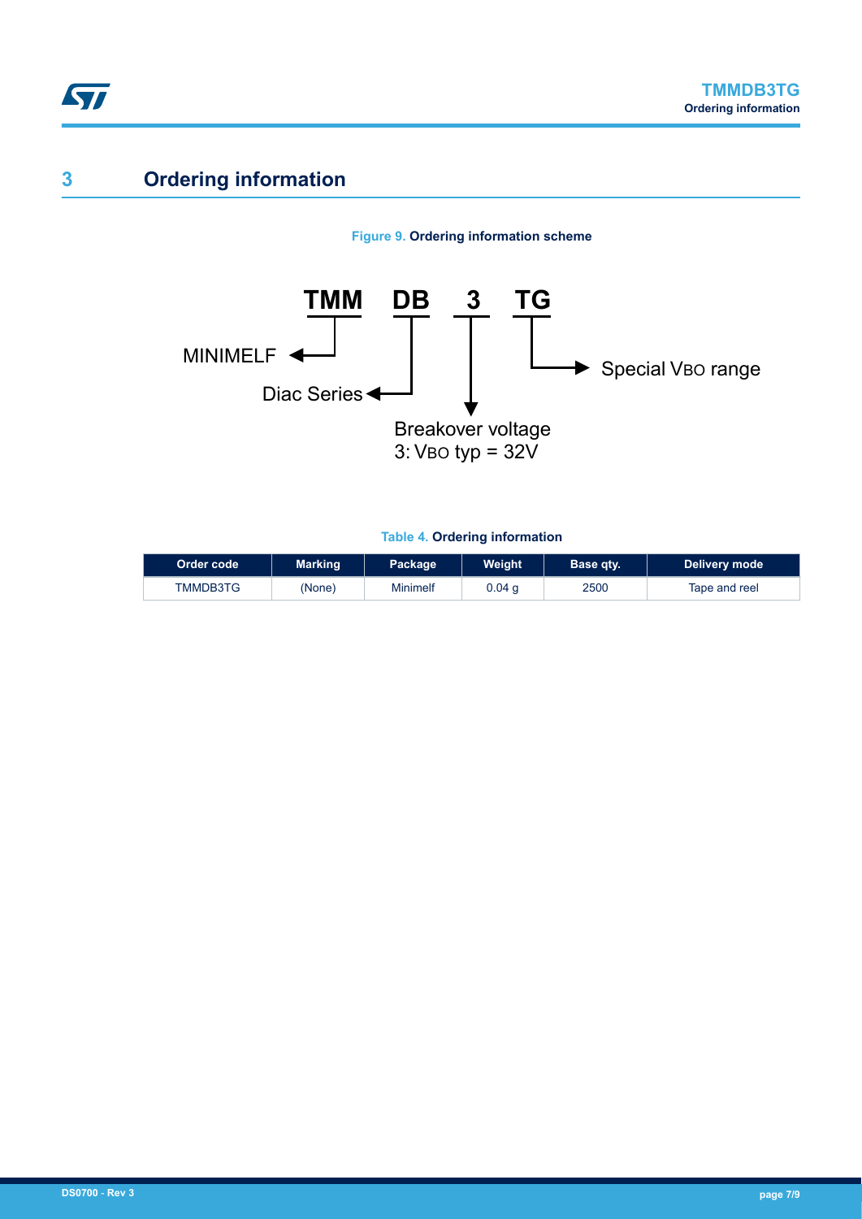# 3 Ordering information

**Figure 9. Ordering information scheme**

TMM DB 3 TG

- TMM: MINIMELF
- DB: Diac Series
- 3: Breakover voltage, 3: $V_{BO}$ typ = 32V
- TG: Special $V_{BO}$ range

**Table 4. Ordering information**

| Order code | Marking | Package | Weight | Base qty. | Delivery mode |
|---|---|---|---|---|---|
| TMMDB3TG | (None) | Minimelf | 0.04 g | 2500 | Tape and reel |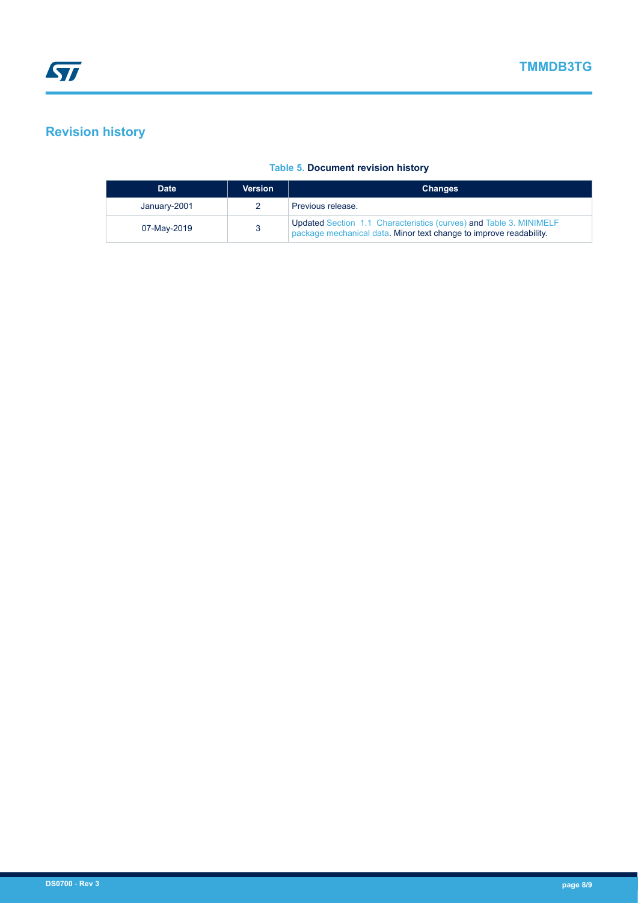# Revision history

**Table 5. Document revision history**

| Date | Version | Changes |
| --- | --- | --- |
| January-2001 | 2 | Previous release. |
| 07-May-2019 | 3 | Updated Section 1.1 Characteristics (curves) and Table 3. MINIMELF package mechanical data. Minor text change to improve readability. |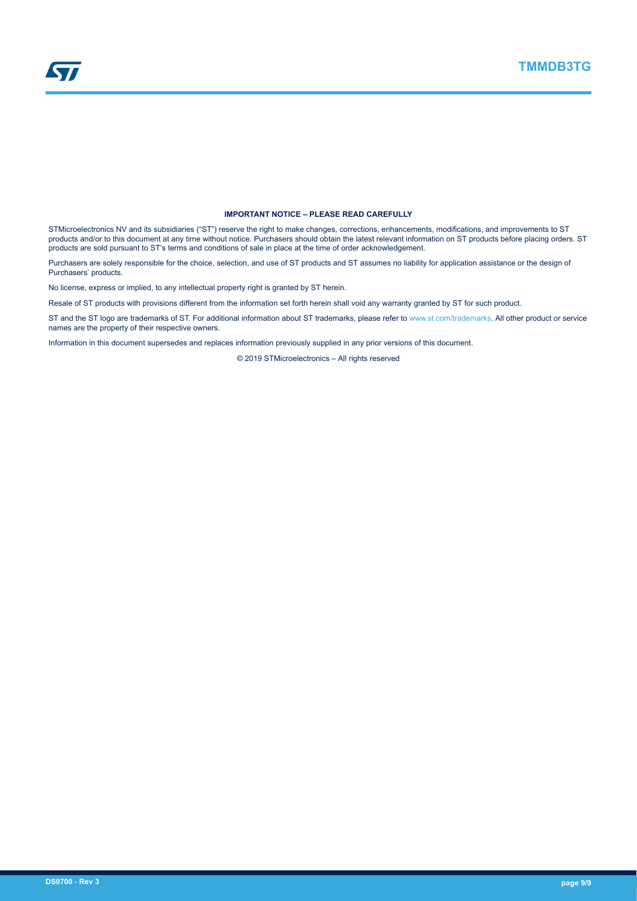**IMPORTANT NOTICE – PLEASE READ CAREFULLY**

STMicroelectronics NV and its subsidiaries ("ST") reserve the right to make changes, corrections, enhancements, modifications, and improvements to ST products and/or to this document at any time without notice. Purchasers should obtain the latest relevant information on ST products before placing orders. ST products are sold pursuant to ST's terms and conditions of sale in place at the time of order acknowledgement.

Purchasers are solely responsible for the choice, selection, and use of ST products and ST assumes no liability for application assistance or the design of Purchasers' products.

No license, express or implied, to any intellectual property right is granted by ST herein.

Resale of ST products with provisions different from the information set forth herein shall void any warranty granted by ST for such product.

ST and the ST logo are trademarks of ST. For additional information about ST trademarks, please refer to www.st.com/trademarks. All other product or service names are the property of their respective owners.

Information in this document supersedes and replaces information previously supplied in any prior versions of this document.

© 2019 STMicroelectronics – All rights reserved